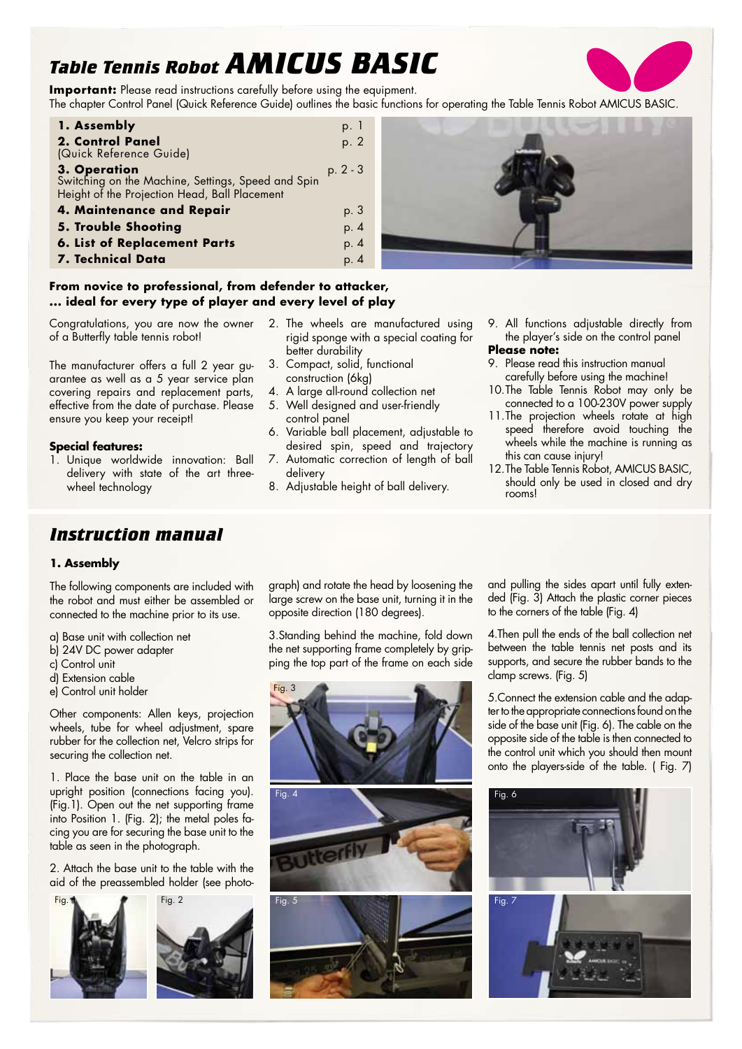# *Table Tennis Robot* ***AMICUS BASIC***

**Important:** Please read instructions carefully before using the equipment.
The chapter Control Panel (Quick Reference Guide) outlines the basic functions for operating the Table Tennis Robot AMICUS BASIC.

| | |
|---|---|
| **1. Assembly** | p. 1 |
| **2. Control Panel** (Quick Reference Guide) | p. 2 |
| **3. Operation** Switching on the Machine, Settings, Speed and Spin Height of the Projection Head, Ball Placement | p. 2 - 3 |
| **4. Maintenance and Repair** | p. 3 |
| **5. Trouble Shooting** | p. 4 |
| **6. List of Replacement Parts** | p. 4 |
| **7. Technical Data** | p. 4 |

**From novice to professional, from defender to attacker,**
**... ideal for every type of player and every level of play**

Congratulations, you are now the owner of a Butterfly table tennis robot!

The manufacturer offers a full 2 year guarantee as well as a 5 year service plan covering repairs and replacement parts, effective from the date of purchase. Please ensure you keep your receipt!

**Special features:**

1. Unique worldwide innovation: Ball delivery with state of the art three-wheel technology
2. The wheels are manufactured using rigid sponge with a special coating for better durability
3. Compact, solid, functional construction (6kg)
4. A large all-round collection net
5. Well designed and user-friendly control panel
6. Variable ball placement, adjustable to desired spin, speed and trajectory
7. Automatic correction of length of ball delivery
8. Adjustable height of ball delivery.
9. All functions adjustable directly from the player's side on the control panel

**Please note:**

9. Please read this instruction manual carefully before using the machine!
10. The Table Tennis Robot may only be connected to a 100-230V power supply
11. The projection wheels rotate at high speed therefore avoid touching the wheels while the machine is running as this can cause injury!
12. The Table Tennis Robot, AMICUS BASIC, should only be used in closed and dry rooms!

## *Instruction manual*

### 1. Assembly

The following components are included with the robot and must either be assembled or connected to the machine prior to its use.

a) Base unit with collection net
b) 24V DC power adapter
c) Control unit
d) Extension cable
e) Control unit holder

Other components: Allen keys, projection wheels, tube for wheel adjustment, spare rubber for the collection net, Velcro strips for securing the collection net.

1. Place the base unit on the table in an upright position (connections facing you). (Fig.1). Open out the net supporting frame into Position 1. (Fig. 2); the metal poles facing you are for securing the base unit to the table as seen in the photograph.

2. Attach the base unit to the table with the aid of the preassembled holder (see photograph) and rotate the head by loosening the large screw on the base unit, turning it in the opposite direction (180 degrees).

3. Standing behind the machine, fold down the net supporting frame completely by gripping the top part of the frame on each side and pulling the sides apart until fully extended (Fig. 3) Attach the plastic corner pieces to the corners of the table (Fig. 4)

4. Then pull the ends of the ball collection net between the table tennis net posts and its supports, and secure the rubber bands to the clamp screws. (Fig. 5)

5. Connect the extension cable and the adapter to the appropriate connections found on the side of the base unit (Fig. 6). The cable on the opposite side of the table is then connected to the control unit which you should then mount onto the players-side of the table. ( Fig. 7)

Fig. 1

Fig. 2

Fig. 3

Fig. 4

Fig. 5

Fig. 6

Fig. 7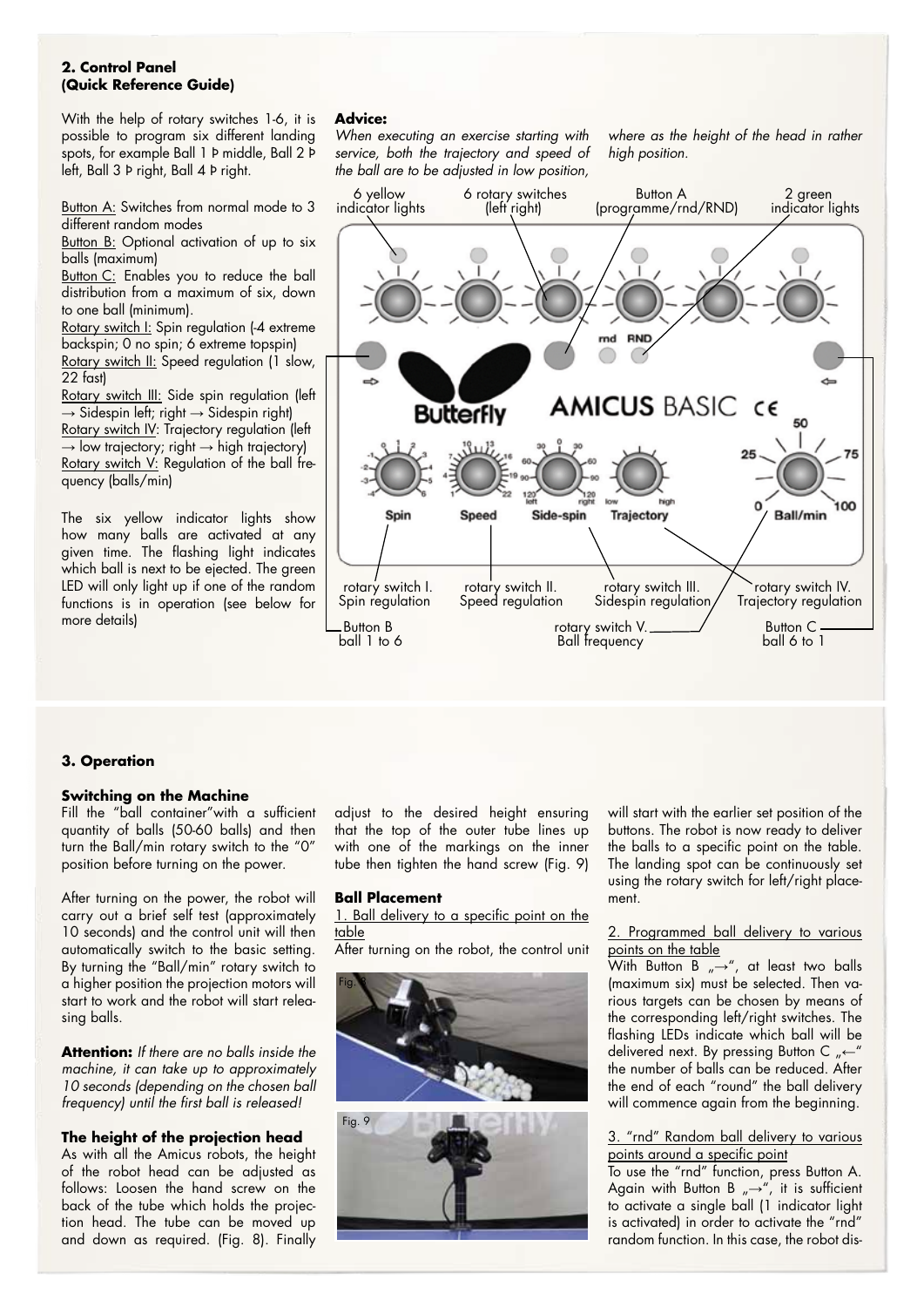## 2. Control Panel (Quick Reference Guide)

With the help of rotary switches 1-6, it is possible to program six different landing spots, for example Ball 1 Þ middle, Ball 2 Þ left, Ball 3 Þ right, Ball 4 Þ right.

Button A: Switches from normal mode to 3 different random modes
Button B: Optional activation of up to six balls (maximum)
Button C: Enables you to reduce the ball distribution from a maximum of six, down to one ball (minimum).
Rotary switch I: Spin regulation (-4 extreme backspin; 0 no spin; 6 extreme topspin)
Rotary switch II: Speed regulation (1 slow, 22 fast)
Rotary switch III: Side spin regulation (left → Sidespin left; right → Sidespin right)
Rotary switch IV: Trajectory regulation (left → low trajectory; right → high trajectory)
Rotary switch V: Regulation of the ball frequency (balls/min)

The six yellow indicator lights show how many balls are activated at any given time. The flashing light indicates which ball is next to be ejected. The green LED will only light up if one of the random functions is in operation (see below for more details)

**Advice:**
*When executing an exercise starting with service, both the trajectory and speed of the ball are to be adjusted in low position, where as the height of the head in rather high position.*

6 yellow indicator lights — 6 rotary switches (left right) — Button A (programme/rnd/RND) — 2 green indicator lights

rnd RND

Butterfly AMICUS BASIC CE

Spin — Speed — Side-spin — Trajectory — Ball/min

rotary switch I. Spin regulation — rotary switch II. Speed regulation — rotary switch III. Sidespin regulation — rotary switch IV. Trajectory regulation

Button B ball 1 to 6 — rotary switch V. Ball frequency — Button C ball 6 to 1

## 3. Operation

### Switching on the Machine

Fill the "ball container"with a sufficient quantity of balls (50-60 balls) and then turn the Ball/min rotary switch to the "0" position before turning on the power.

After turning on the power, the robot will carry out a brief self test (approximately 10 seconds) and the control unit will then automatically switch to the basic setting. By turning the "Ball/min" rotary switch to a higher position the projection motors will start to work and the robot will start releasing balls.

**Attention:** *If there are no balls inside the machine, it can take up to approximately 10 seconds (depending on the chosen ball frequency) until the first ball is released!*

### The height of the projection head

As with all the Amicus robots, the height of the robot head can be adjusted as follows: Loosen the hand screw on the back of the tube which holds the projection head. The tube can be moved up and down as required. (Fig. 8). Finally adjust to the desired height ensuring that the top of the outer tube lines up with one of the markings on the inner tube then tighten the hand screw (Fig. 9)

### Ball Placement

1. Ball delivery to a specific point on the table

After turning on the robot, the control unit will start with the earlier set position of the buttons. The robot is now ready to deliver the balls to a specific point on the table. The landing spot can be continuously set using the rotary switch for left/right placement.

Fig. 8

Fig. 9

2. Programmed ball delivery to various points on the table

With Button B „→", at least two balls (maximum six) must be selected. Then various targets can be chosen by means of the corresponding left/right switches. The flashing LEDs indicate which ball will be delivered next. By pressing Button C „←" the number of balls can be reduced. After the end of each "round" the ball delivery will commence again from the beginning.

3. "rnd" Random ball delivery to various points around a specific point

To use the "rnd" function, press Button A. Again with Button B „→", it is sufficient to activate a single ball (1 indicator light is activated) in order to activate the "rnd" random function. In this case, the robot dis-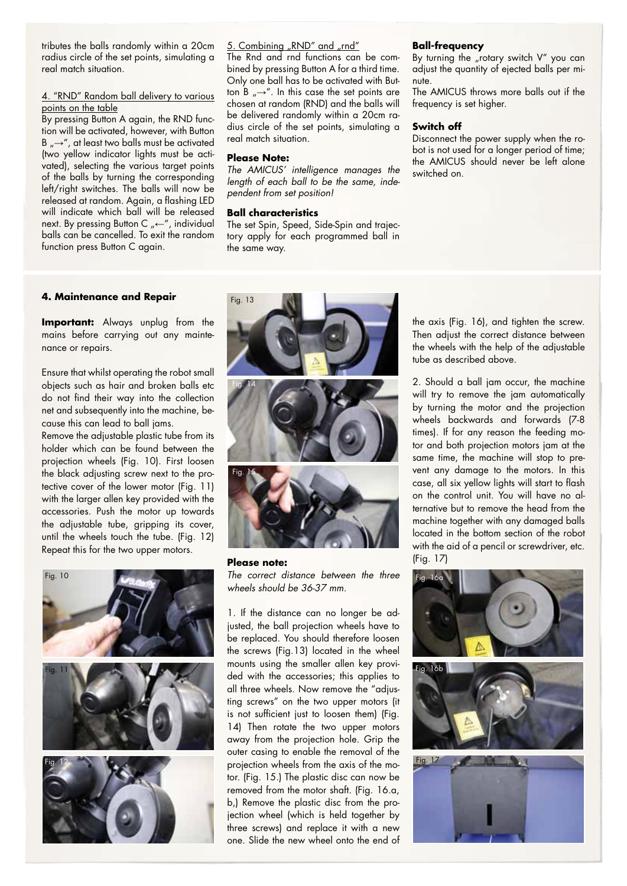tributes the balls randomly within a 20cm radius circle of the set points, simulating a real match situation.

4. "RND" Random ball delivery to various points on the table

By pressing Button A again, the RND function will be activated, however, with Button B „→", at least two balls must be activated (two yellow indicator lights must be activated), selecting the various target points of the balls by turning the corresponding left/right switches. The balls will now be released at random. Again, a flashing LED will indicate which ball will be released next. By pressing Button C „←", individual balls can be cancelled. To exit the random function press Button C again.

5. Combining „RND" and „rnd"

The Rnd and rnd functions can be combined by pressing Button A for a third time. Only one ball has to be activated with Button B „→". In this case the set points are chosen at random (RND) and the balls will be delivered randomly within a 20cm radius circle of the set points, simulating a real match situation.

**Please Note:**

*The AMICUS' intelligence manages the length of each ball to be the same, independent from set position!*

**Ball characteristics**

The set Spin, Speed, Side-Spin and trajectory apply for each programmed ball in the same way.

**Ball-frequency**

By turning the „rotary switch V" you can adjust the quantity of ejected balls per minute.

The AMICUS throws more balls out if the frequency is set higher.

**Switch off**

Disconnect the power supply when the robot is not used for a longer period of time; the AMICUS should never be left alone switched on.

**4. Maintenance and Repair**

**Important:** Always unplug from the mains before carrying out any maintenance or repairs.

Ensure that whilst operating the robot small objects such as hair and broken balls etc do not find their way into the collection net and subsequently into the machine, because this can lead to ball jams.

Remove the adjustable plastic tube from its holder which can be found between the projection wheels (Fig. 10). First loosen the black adjusting screw next to the protective cover of the lower motor (Fig. 11) with the larger allen key provided with the accessories. Push the motor up towards the adjustable tube, gripping its cover, until the wheels touch the tube. (Fig. 12) Repeat this for the two upper motors.

Fig. 10

Fig. 11

Fig. 12

Fig. 13

Fig. 14

Fig. 15

**Please note:**

*The correct distance between the three wheels should be 36-37 mm.*

1. If the distance can no longer be adjusted, the ball projection wheels have to be replaced. You should therefore loosen the screws (Fig.13) located in the wheel mounts using the smaller allen key provided with the accessories; this applies to all three wheels. Now remove the "adjusting screws" on the two upper motors (it is not sufficient just to loosen them) (Fig. 14) Then rotate the two upper motors away from the projection hole. Grip the outer casing to enable the removal of the projection wheels from the axis of the motor. (Fig. 15.) The plastic disc can now be removed from the motor shaft. (Fig. 16.a, b,) Remove the plastic disc from the projection wheel (which is held together by three screws) and replace it with a new one. Slide the new wheel onto the end of the axis (Fig. 16), and tighten the screw. Then adjust the correct distance between the wheels with the help of the adjustable tube as described above.

2. Should a ball jam occur, the machine will try to remove the jam automatically by turning the motor and the projection wheels backwards and forwards (7-8 times). If for any reason the feeding motor and both projection motors jam at the same time, the machine will stop to prevent any damage to the motors. In this case, all six yellow lights will start to flash on the control unit. You will have no alternative but to remove the head from the machine together with any damaged balls located in the bottom section of the robot with the aid of a pencil or screwdriver, etc. (Fig. 17)

Fig. 16a

Fig. 16b

Fig. 17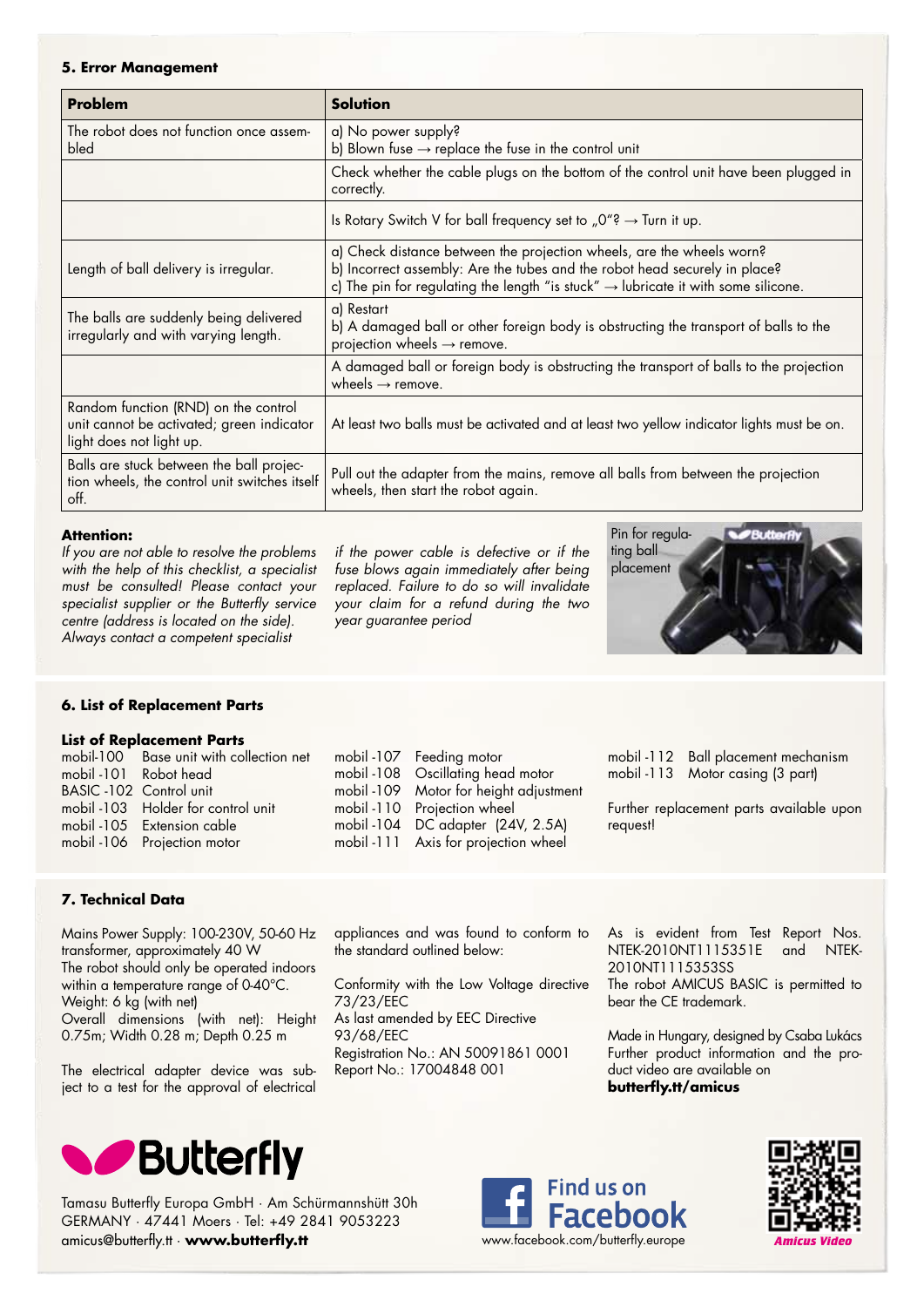### 5. Error Management

| Problem | Solution |
|---|---|
| The robot does not function once assembled | a) No power supply?<br>b) Blown fuse → replace the fuse in the control unit |
| | Check whether the cable plugs on the bottom of the control unit have been plugged in correctly. |
| | Is Rotary Switch V for ball frequency set to „0"? → Turn it up. |
| Length of ball delivery is irregular. | a) Check distance between the projection wheels, are the wheels worn?<br>b) Incorrect assembly: Are the tubes and the robot head securely in place?<br>c) The pin for regulating the length "is stuck" → lubricate it with some silicone. |
| The balls are suddenly being delivered irregularly and with varying length. | a) Restart<br>b) A damaged ball or other foreign body is obstructing the transport of balls to the projection wheels → remove. |
| | A damaged ball or foreign body is obstructing the transport of balls to the projection wheels → remove. |
| Random function (RND) on the control unit cannot be activated; green indicator light does not light up. | At least two balls must be activated and at least two yellow indicator lights must be on. |
| Balls are stuck between the ball projection wheels, the control unit switches itself off. | Pull out the adapter from the mains, remove all balls from between the projection wheels, then start the robot again. |

**Attention:**

*If you are not able to resolve the problems with the help of this checklist, a specialist must be consulted! Please contact your specialist supplier or the Butterfly service centre (address is located on the side). Always contact a competent specialist if the power cable is defective or if the fuse blows again immediately after being replaced. Failure to do so will invalidate your claim for a refund during the two year guarantee period*

Pin for regulating ball placement

### 6. List of Replacement Parts

**List of Replacement Parts**

- mobil-100 Base unit with collection net
- mobil -101 Robot head
- BASIC -102 Control unit
- mobil -103 Holder for control unit
- mobil -105 Extension cable
- mobil -106 Projection motor
- mobil -107 Feeding motor
- mobil -108 Oscillating head motor
- mobil -109 Motor for height adjustment
- mobil -110 Projection wheel
- mobil -104 DC adapter (24V, 2.5A)
- mobil -111 Axis for projection wheel
- mobil -112 Ball placement mechanism
- mobil -113 Motor casing (3 part)

Further replacement parts available upon request!

### 7. Technical Data

Mains Power Supply: 100-230V, 50-60 Hz transformer, approximately 40 W
The robot should only be operated indoors within a temperature range of 0-40°C.
Weight: 6 kg (with net)
Overall dimensions (with net): Height 0.75m; Width 0.28 m; Depth 0.25 m

The electrical adapter device was subject to a test for the approval of electrical appliances and was found to conform to the standard outlined below:

Conformity with the Low Voltage directive 73/23/EEC
As last amended by EEC Directive 93/68/EEC
Registration No.: AN 50091861 0001
Report No.: 17004848 001

As is evident from Test Report Nos. NTEK-2010NT1115351E and NTEK-2010NT1115353SS
The robot AMICUS BASIC is permitted to bear the CE trademark.

Made in Hungary, designed by Csaba Lukács
Further product information and the product video are available on
**butterfly.tt/amicus**

Butterfly

Tamasu Butterfly Europa GmbH · Am Schürmannshütt 30h
GERMANY · 47441 Moers · Tel: +49 2841 9053223
amicus@butterfly.tt · **www.butterfly.tt**

Find us on Facebook
www.facebook.com/butterfly.europe

Amicus Video